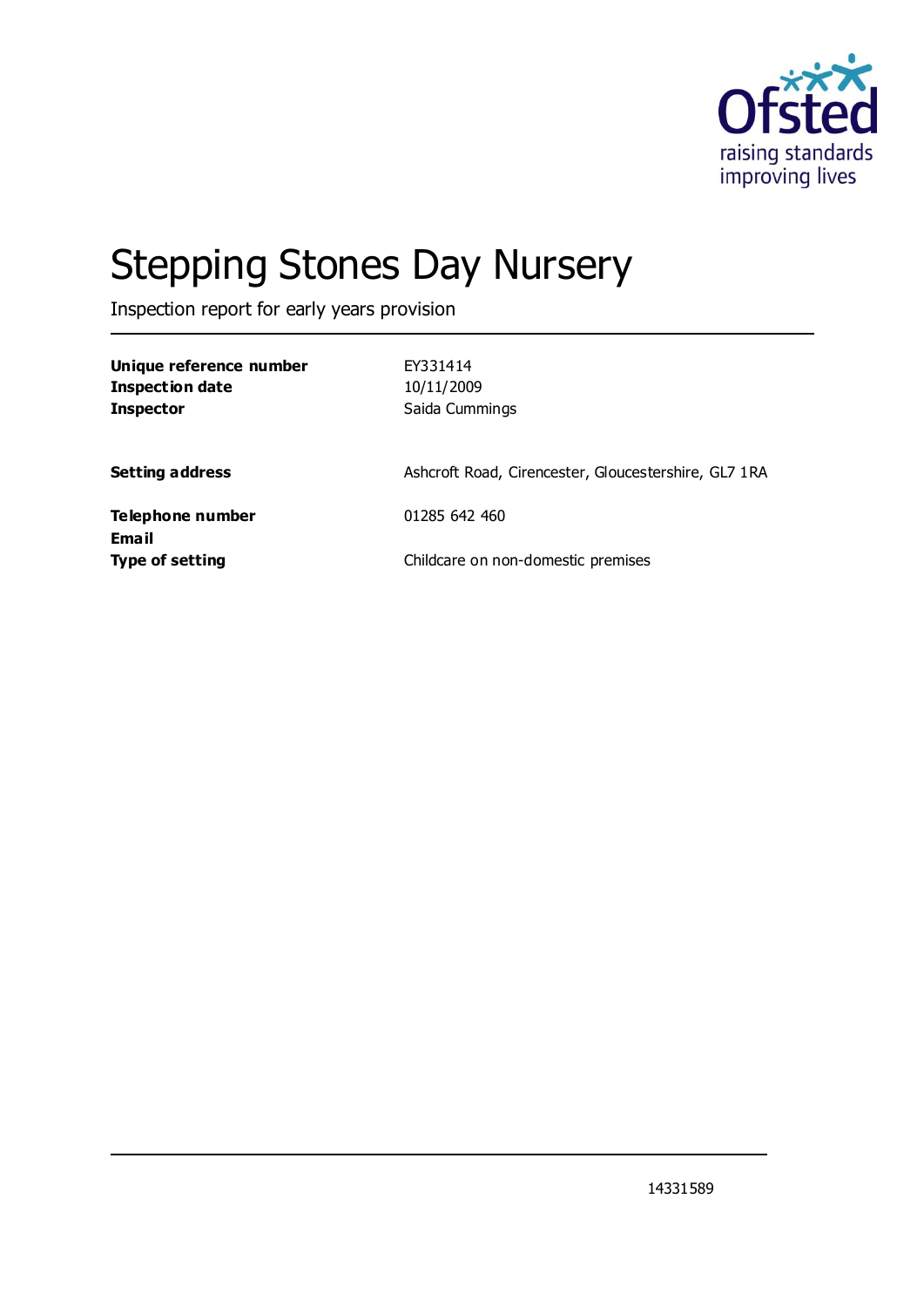Ofsted
raising standards
improving lives

# Stepping Stones Day Nursery

Inspection report for early years provision

| | |
|---|---|
| **Unique reference number** | EY331414 |
| **Inspection date** | 10/11/2009 |
| **Inspector** | Saida Cummings |
| | |
| **Setting address** | Ashcroft Road, Cirencester, Gloucestershire, GL7 1RA |
| | |
| **Telephone number** | 01285 642 460 |
| **Email** | |
| **Type of setting** | Childcare on non-domestic premises |

14331589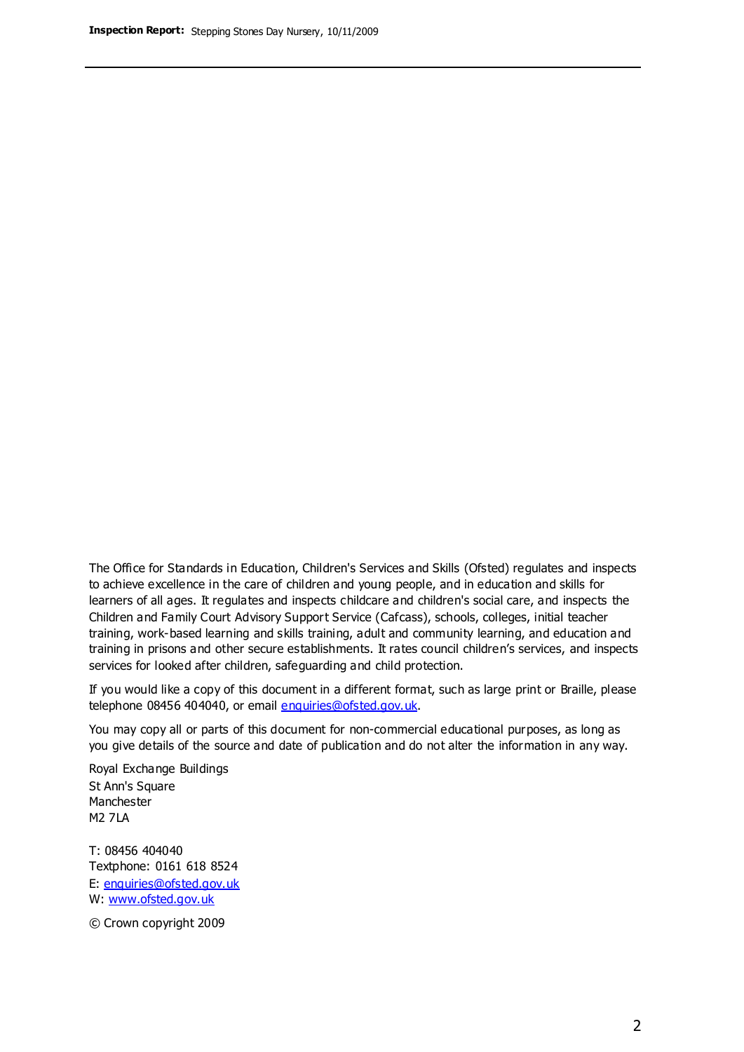The Office for Standards in Education, Children's Services and Skills (Ofsted) regulates and inspects to achieve excellence in the care of children and young people, and in education and skills for learners of all ages. It regulates and inspects childcare and children's social care, and inspects the Children and Family Court Advisory Support Service (Cafcass), schools, colleges, initial teacher training, work-based learning and skills training, adult and community learning, and education and training in prisons and other secure establishments. It rates council children's services, and inspects services for looked after children, safeguarding and child protection.

If you would like a copy of this document in a different format, such as large print or Braille, please telephone 08456 404040, or email enquiries@ofsted.gov.uk.

You may copy all or parts of this document for non-commercial educational purposes, as long as you give details of the source and date of publication and do not alter the information in any way.

Royal Exchange Buildings
St Ann's Square
Manchester
M2 7LA

T: 08456 404040
Textphone: 0161 618 8524
E: enquiries@ofsted.gov.uk
W: www.ofsted.gov.uk

© Crown copyright 2009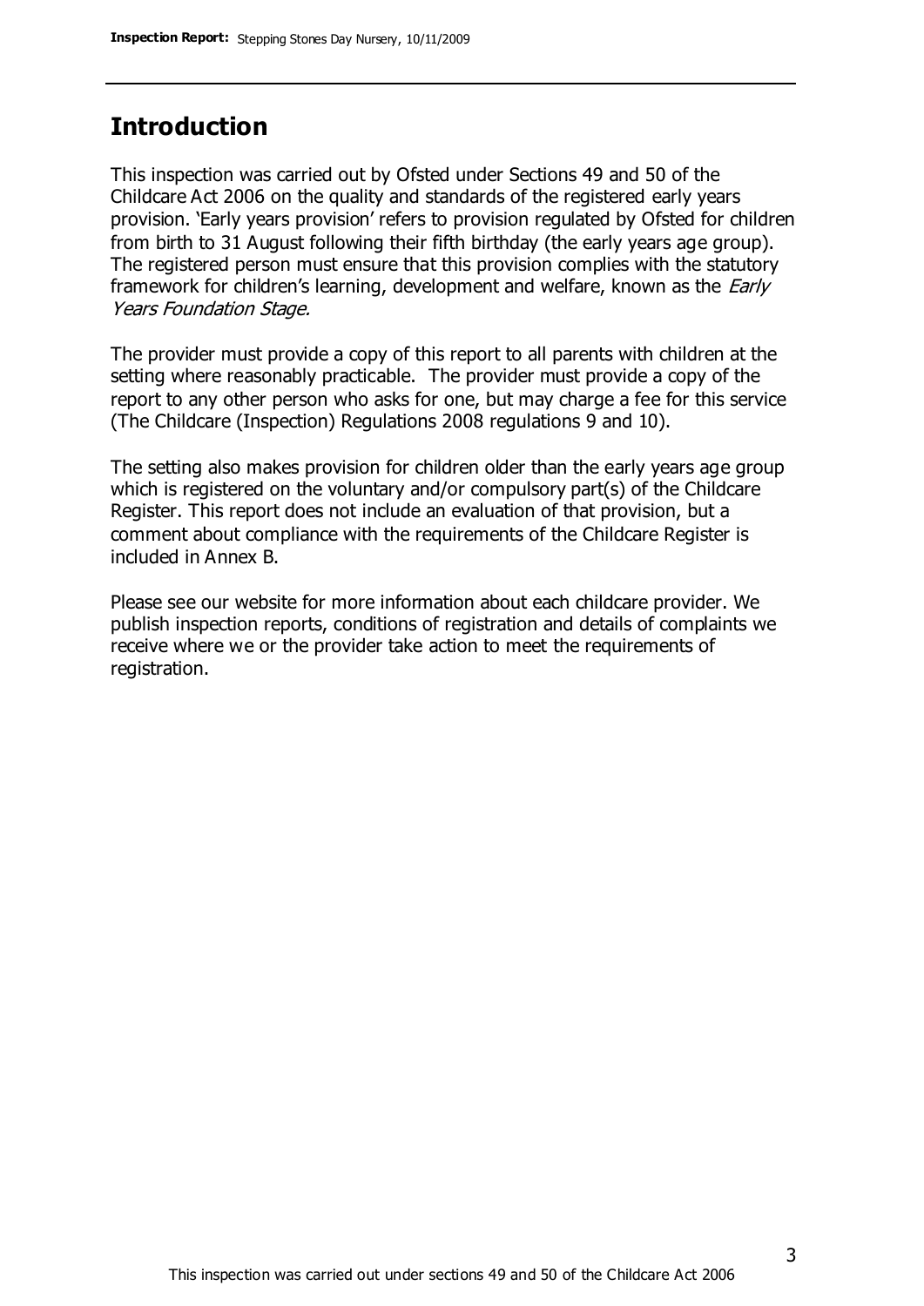## Introduction

This inspection was carried out by Ofsted under Sections 49 and 50 of the Childcare Act 2006 on the quality and standards of the registered early years provision. 'Early years provision' refers to provision regulated by Ofsted for children from birth to 31 August following their fifth birthday (the early years age group). The registered person must ensure that this provision complies with the statutory framework for children's learning, development and welfare, known as the *Early Years Foundation Stage.*

The provider must provide a copy of this report to all parents with children at the setting where reasonably practicable. The provider must provide a copy of the report to any other person who asks for one, but may charge a fee for this service (The Childcare (Inspection) Regulations 2008 regulations 9 and 10).

The setting also makes provision for children older than the early years age group which is registered on the voluntary and/or compulsory part(s) of the Childcare Register. This report does not include an evaluation of that provision, but a comment about compliance with the requirements of the Childcare Register is included in Annex B.

Please see our website for more information about each childcare provider. We publish inspection reports, conditions of registration and details of complaints we receive where we or the provider take action to meet the requirements of registration.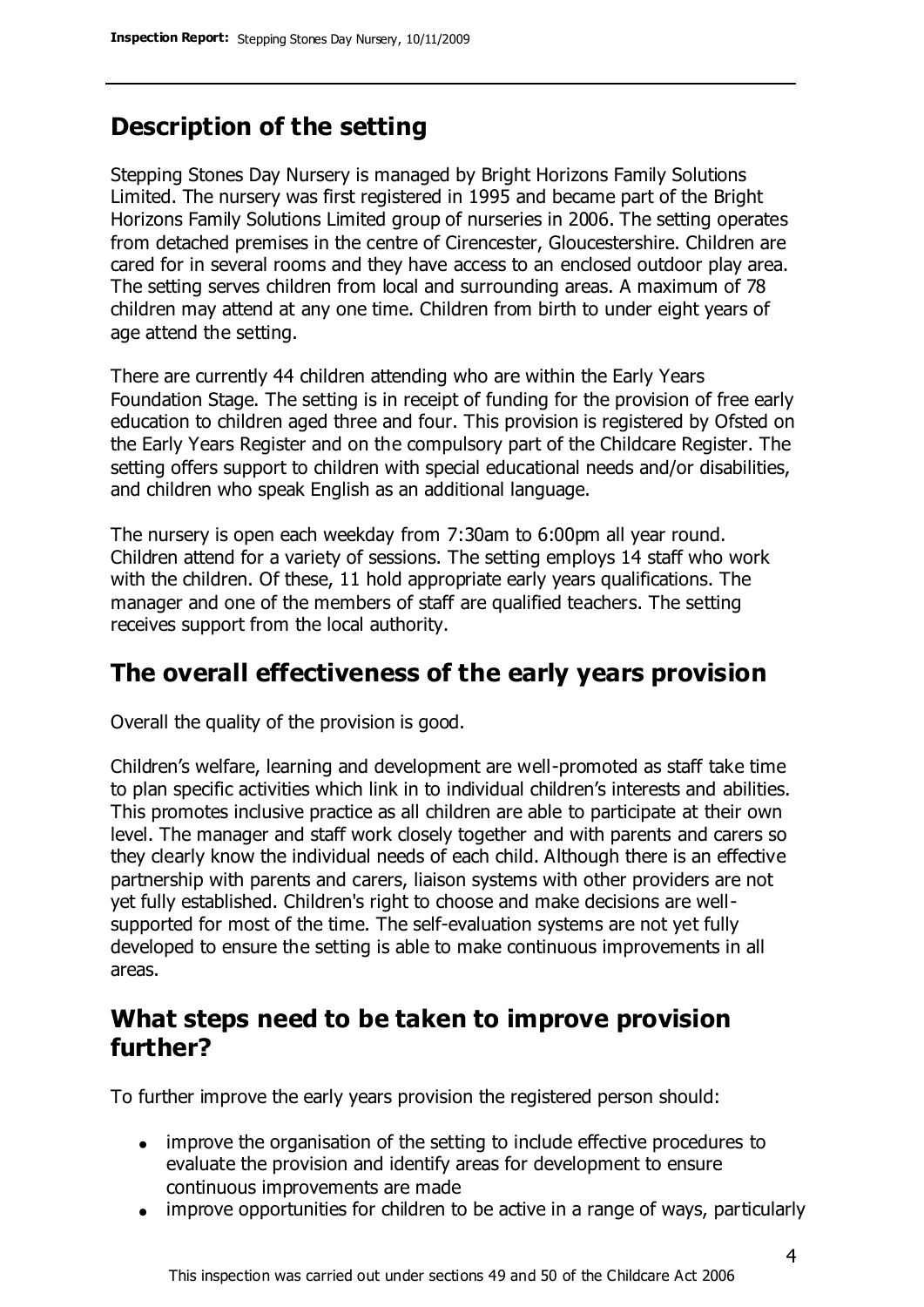## Description of the setting

Stepping Stones Day Nursery is managed by Bright Horizons Family Solutions Limited. The nursery was first registered in 1995 and became part of the Bright Horizons Family Solutions Limited group of nurseries in 2006. The setting operates from detached premises in the centre of Cirencester, Gloucestershire. Children are cared for in several rooms and they have access to an enclosed outdoor play area. The setting serves children from local and surrounding areas. A maximum of 78 children may attend at any one time. Children from birth to under eight years of age attend the setting.

There are currently 44 children attending who are within the Early Years Foundation Stage. The setting is in receipt of funding for the provision of free early education to children aged three and four. This provision is registered by Ofsted on the Early Years Register and on the compulsory part of the Childcare Register. The setting offers support to children with special educational needs and/or disabilities, and children who speak English as an additional language.

The nursery is open each weekday from 7:30am to 6:00pm all year round. Children attend for a variety of sessions. The setting employs 14 staff who work with the children. Of these, 11 hold appropriate early years qualifications. The manager and one of the members of staff are qualified teachers. The setting receives support from the local authority.

## The overall effectiveness of the early years provision

Overall the quality of the provision is good.

Children's welfare, learning and development are well-promoted as staff take time to plan specific activities which link in to individual children's interests and abilities. This promotes inclusive practice as all children are able to participate at their own level. The manager and staff work closely together and with parents and carers so they clearly know the individual needs of each child. Although there is an effective partnership with parents and carers, liaison systems with other providers are not yet fully established. Children's right to choose and make decisions are well-supported for most of the time. The self-evaluation systems are not yet fully developed to ensure the setting is able to make continuous improvements in all areas.

## What steps need to be taken to improve provision further?

To further improve the early years provision the registered person should:

- improve the organisation of the setting to include effective procedures to evaluate the provision and identify areas for development to ensure continuous improvements are made
- improve opportunities for children to be active in a range of ways, particularly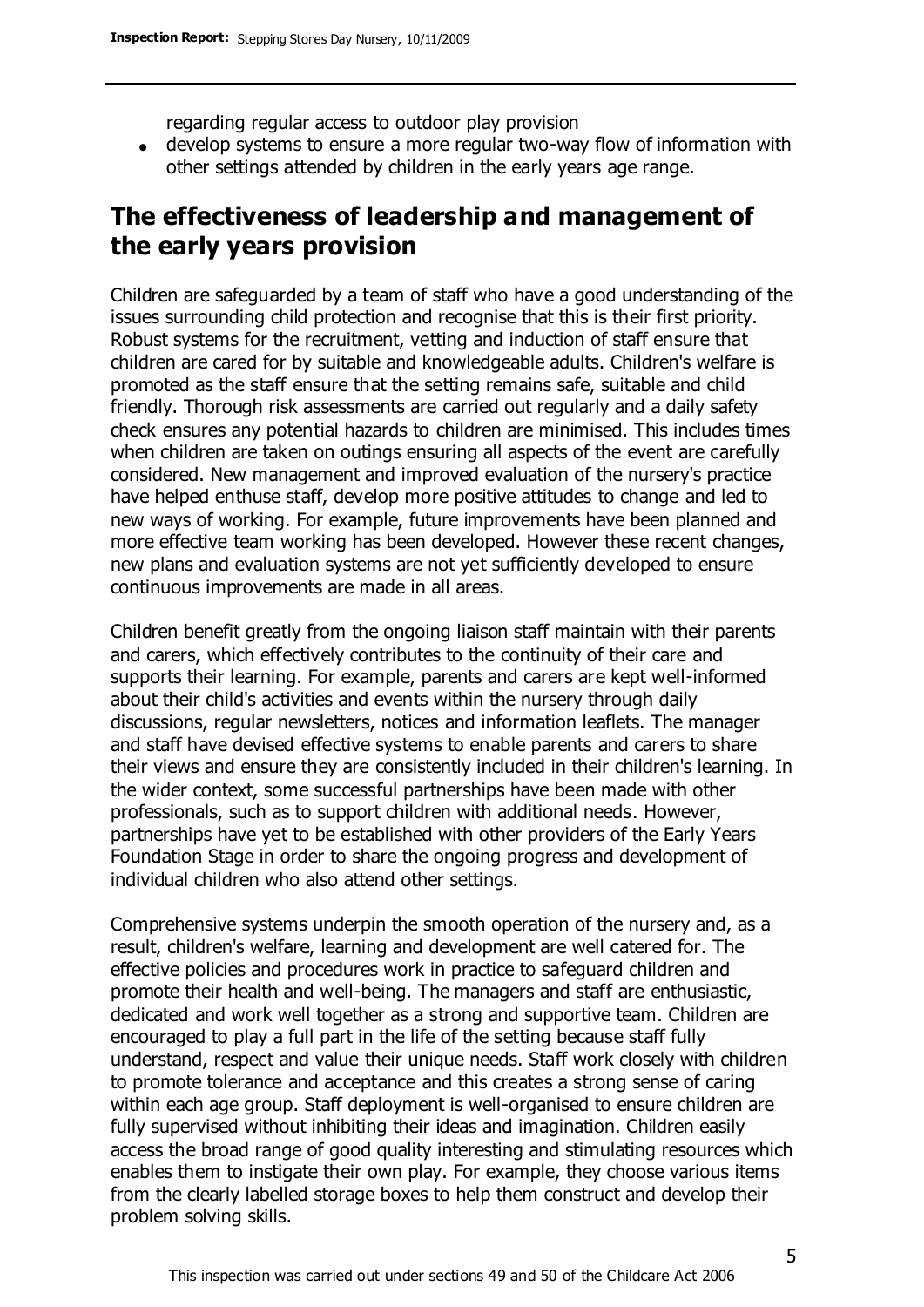regarding regular access to outdoor play provision

- develop systems to ensure a more regular two-way flow of information with other settings attended by children in the early years age range.

## The effectiveness of leadership and management of the early years provision

Children are safeguarded by a team of staff who have a good understanding of the issues surrounding child protection and recognise that this is their first priority. Robust systems for the recruitment, vetting and induction of staff ensure that children are cared for by suitable and knowledgeable adults. Children's welfare is promoted as the staff ensure that the setting remains safe, suitable and child friendly. Thorough risk assessments are carried out regularly and a daily safety check ensures any potential hazards to children are minimised. This includes times when children are taken on outings ensuring all aspects of the event are carefully considered. New management and improved evaluation of the nursery's practice have helped enthuse staff, develop more positive attitudes to change and led to new ways of working. For example, future improvements have been planned and more effective team working has been developed. However these recent changes, new plans and evaluation systems are not yet sufficiently developed to ensure continuous improvements are made in all areas.

Children benefit greatly from the ongoing liaison staff maintain with their parents and carers, which effectively contributes to the continuity of their care and supports their learning. For example, parents and carers are kept well-informed about their child's activities and events within the nursery through daily discussions, regular newsletters, notices and information leaflets. The manager and staff have devised effective systems to enable parents and carers to share their views and ensure they are consistently included in their children's learning. In the wider context, some successful partnerships have been made with other professionals, such as to support children with additional needs. However, partnerships have yet to be established with other providers of the Early Years Foundation Stage in order to share the ongoing progress and development of individual children who also attend other settings.

Comprehensive systems underpin the smooth operation of the nursery and, as a result, children's welfare, learning and development are well catered for. The effective policies and procedures work in practice to safeguard children and promote their health and well-being. The managers and staff are enthusiastic, dedicated and work well together as a strong and supportive team. Children are encouraged to play a full part in the life of the setting because staff fully understand, respect and value their unique needs. Staff work closely with children to promote tolerance and acceptance and this creates a strong sense of caring within each age group. Staff deployment is well-organised to ensure children are fully supervised without inhibiting their ideas and imagination. Children easily access the broad range of good quality interesting and stimulating resources which enables them to instigate their own play. For example, they choose various items from the clearly labelled storage boxes to help them construct and develop their problem solving skills.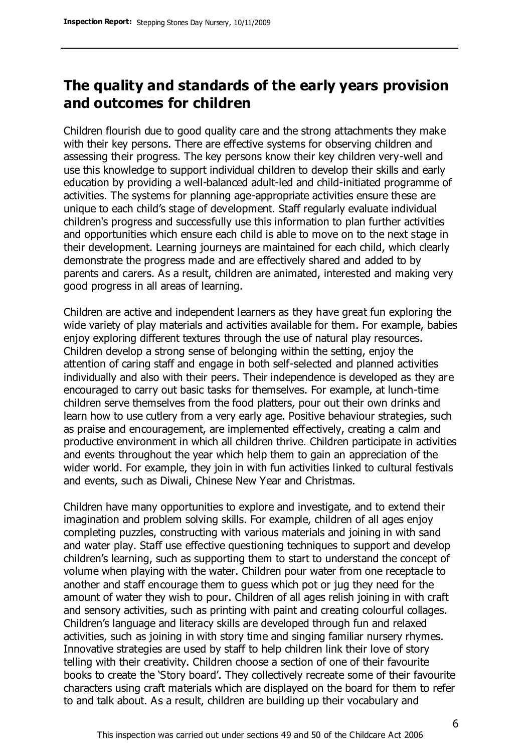## The quality and standards of the early years provision and outcomes for children

Children flourish due to good quality care and the strong attachments they make with their key persons. There are effective systems for observing children and assessing their progress. The key persons know their key children very-well and use this knowledge to support individual children to develop their skills and early education by providing a well-balanced adult-led and child-initiated programme of activities. The systems for planning age-appropriate activities ensure these are unique to each child's stage of development. Staff regularly evaluate individual children's progress and successfully use this information to plan further activities and opportunities which ensure each child is able to move on to the next stage in their development. Learning journeys are maintained for each child, which clearly demonstrate the progress made and are effectively shared and added to by parents and carers. As a result, children are animated, interested and making very good progress in all areas of learning.

Children are active and independent learners as they have great fun exploring the wide variety of play materials and activities available for them. For example, babies enjoy exploring different textures through the use of natural play resources. Children develop a strong sense of belonging within the setting, enjoy the attention of caring staff and engage in both self-selected and planned activities individually and also with their peers. Their independence is developed as they are encouraged to carry out basic tasks for themselves. For example, at lunch-time children serve themselves from the food platters, pour out their own drinks and learn how to use cutlery from a very early age. Positive behaviour strategies, such as praise and encouragement, are implemented effectively, creating a calm and productive environment in which all children thrive. Children participate in activities and events throughout the year which help them to gain an appreciation of the wider world. For example, they join in with fun activities linked to cultural festivals and events, such as Diwali, Chinese New Year and Christmas.

Children have many opportunities to explore and investigate, and to extend their imagination and problem solving skills. For example, children of all ages enjoy completing puzzles, constructing with various materials and joining in with sand and water play. Staff use effective questioning techniques to support and develop children's learning, such as supporting them to start to understand the concept of volume when playing with the water. Children pour water from one receptacle to another and staff encourage them to guess which pot or jug they need for the amount of water they wish to pour. Children of all ages relish joining in with craft and sensory activities, such as printing with paint and creating colourful collages. Children's language and literacy skills are developed through fun and relaxed activities, such as joining in with story time and singing familiar nursery rhymes. Innovative strategies are used by staff to help children link their love of story telling with their creativity. Children choose a section of one of their favourite books to create the 'Story board'. They collectively recreate some of their favourite characters using craft materials which are displayed on the board for them to refer to and talk about. As a result, children are building up their vocabulary and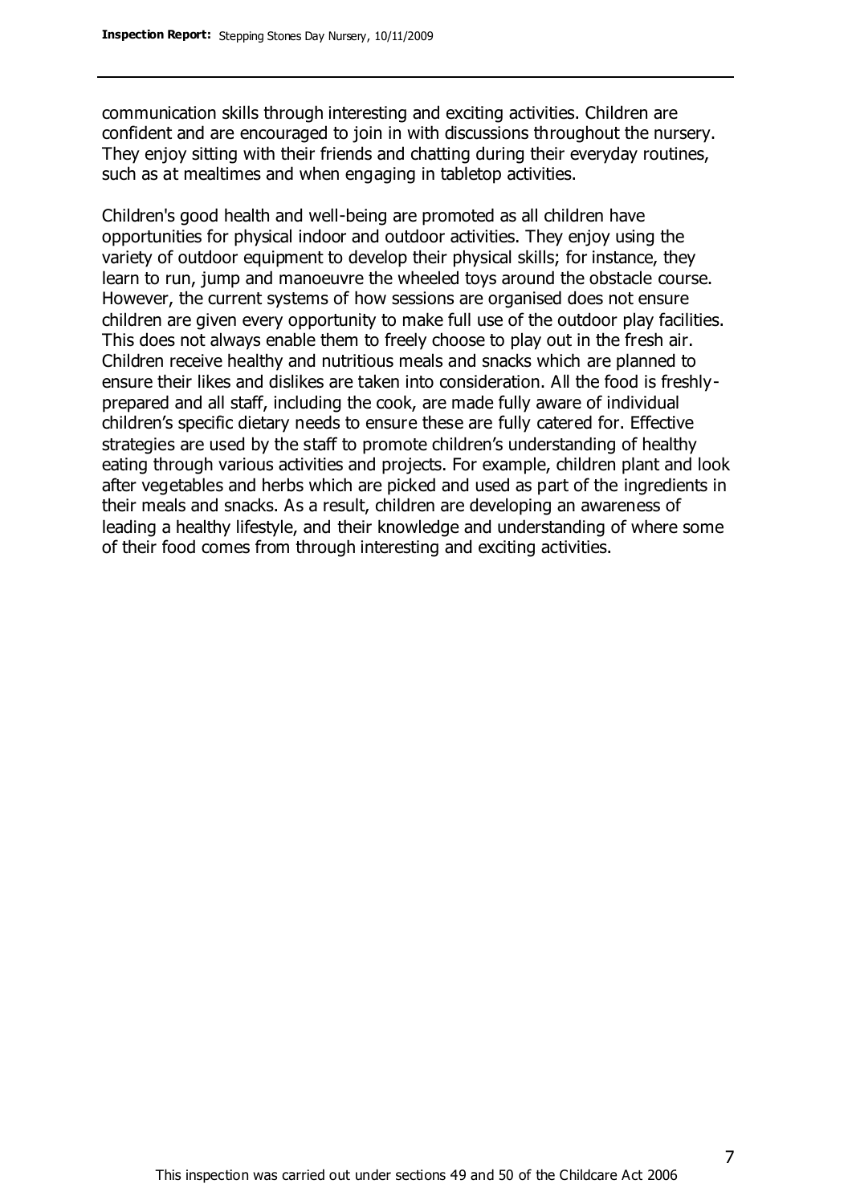communication skills through interesting and exciting activities. Children are confident and are encouraged to join in with discussions throughout the nursery. They enjoy sitting with their friends and chatting during their everyday routines, such as at mealtimes and when engaging in tabletop activities.

Children's good health and well-being are promoted as all children have opportunities for physical indoor and outdoor activities. They enjoy using the variety of outdoor equipment to develop their physical skills; for instance, they learn to run, jump and manoeuvre the wheeled toys around the obstacle course. However, the current systems of how sessions are organised does not ensure children are given every opportunity to make full use of the outdoor play facilities. This does not always enable them to freely choose to play out in the fresh air. Children receive healthy and nutritious meals and snacks which are planned to ensure their likes and dislikes are taken into consideration. All the food is freshly-prepared and all staff, including the cook, are made fully aware of individual children's specific dietary needs to ensure these are fully catered for. Effective strategies are used by the staff to promote children's understanding of healthy eating through various activities and projects. For example, children plant and look after vegetables and herbs which are picked and used as part of the ingredients in their meals and snacks. As a result, children are developing an awareness of leading a healthy lifestyle, and their knowledge and understanding of where some of their food comes from through interesting and exciting activities.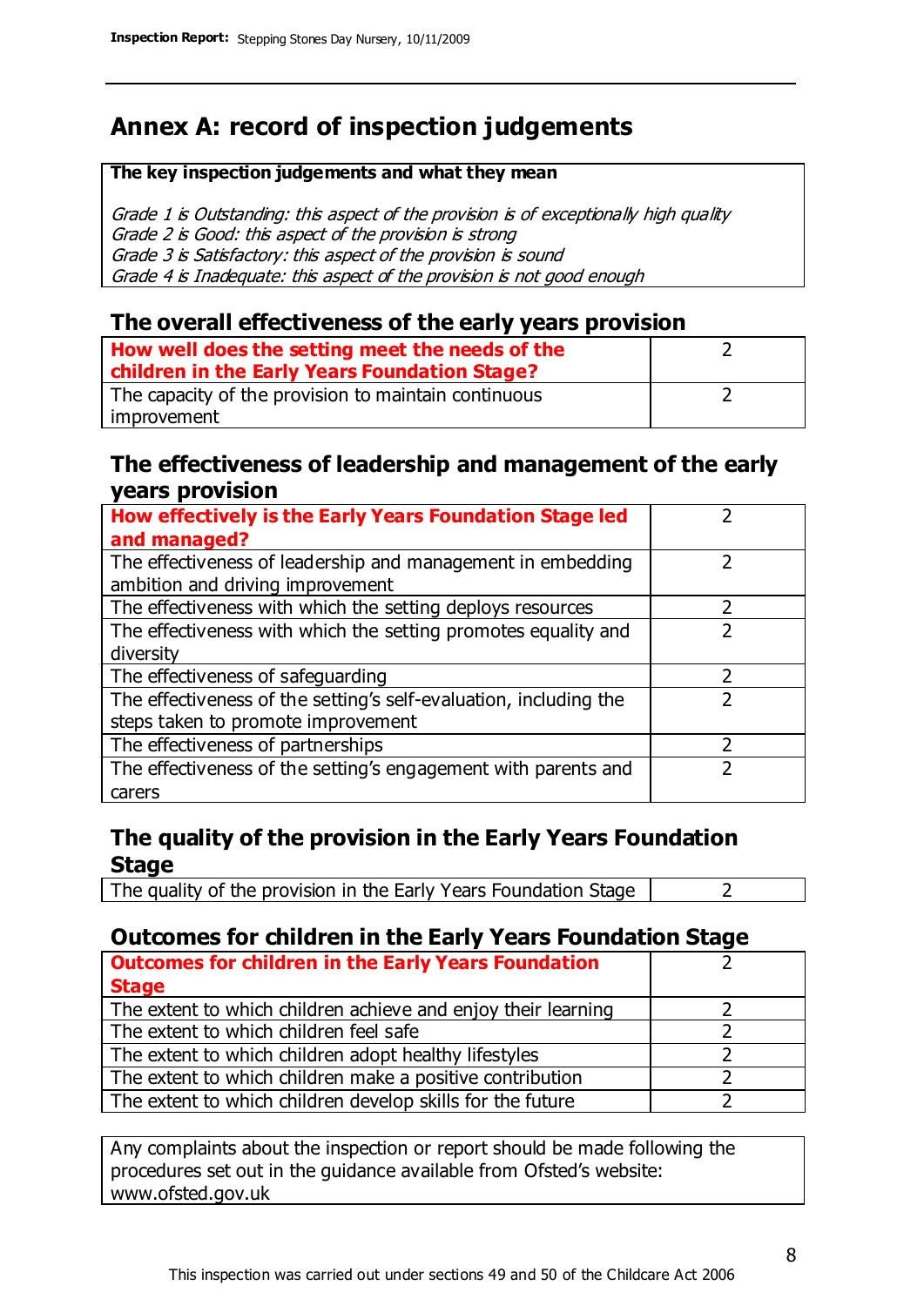# Annex A: record of inspection judgements

**The key inspection judgements and what they mean**

*Grade 1 is Outstanding: this aspect of the provision is of exceptionally high quality*
*Grade 2 is Good: this aspect of the provision is strong*
*Grade 3 is Satisfactory: this aspect of the provision is sound*
*Grade 4 is Inadequate: this aspect of the provision is not good enough*

## The overall effectiveness of the early years provision

| | |
|---|---|
| **How well does the setting meet the needs of the children in the Early Years Foundation Stage?** | 2 |
| The capacity of the provision to maintain continuous improvement | 2 |

## The effectiveness of leadership and management of the early years provision

| | |
|---|---|
| **How effectively is the Early Years Foundation Stage led and managed?** | 2 |
| The effectiveness of leadership and management in embedding ambition and driving improvement | 2 |
| The effectiveness with which the setting deploys resources | 2 |
| The effectiveness with which the setting promotes equality and diversity | 2 |
| The effectiveness of safeguarding | 2 |
| The effectiveness of the setting's self-evaluation, including the steps taken to promote improvement | 2 |
| The effectiveness of partnerships | 2 |
| The effectiveness of the setting's engagement with parents and carers | 2 |

## The quality of the provision in the Early Years Foundation Stage

| | |
|---|---|
| The quality of the provision in the Early Years Foundation Stage | 2 |

## Outcomes for children in the Early Years Foundation Stage

| | |
|---|---|
| **Outcomes for children in the Early Years Foundation Stage** | 2 |
| The extent to which children achieve and enjoy their learning | 2 |
| The extent to which children feel safe | 2 |
| The extent to which children adopt healthy lifestyles | 2 |
| The extent to which children make a positive contribution | 2 |
| The extent to which children develop skills for the future | 2 |

Any complaints about the inspection or report should be made following the procedures set out in the guidance available from Ofsted's website: www.ofsted.gov.uk

This inspection was carried out under sections 49 and 50 of the Childcare Act 2006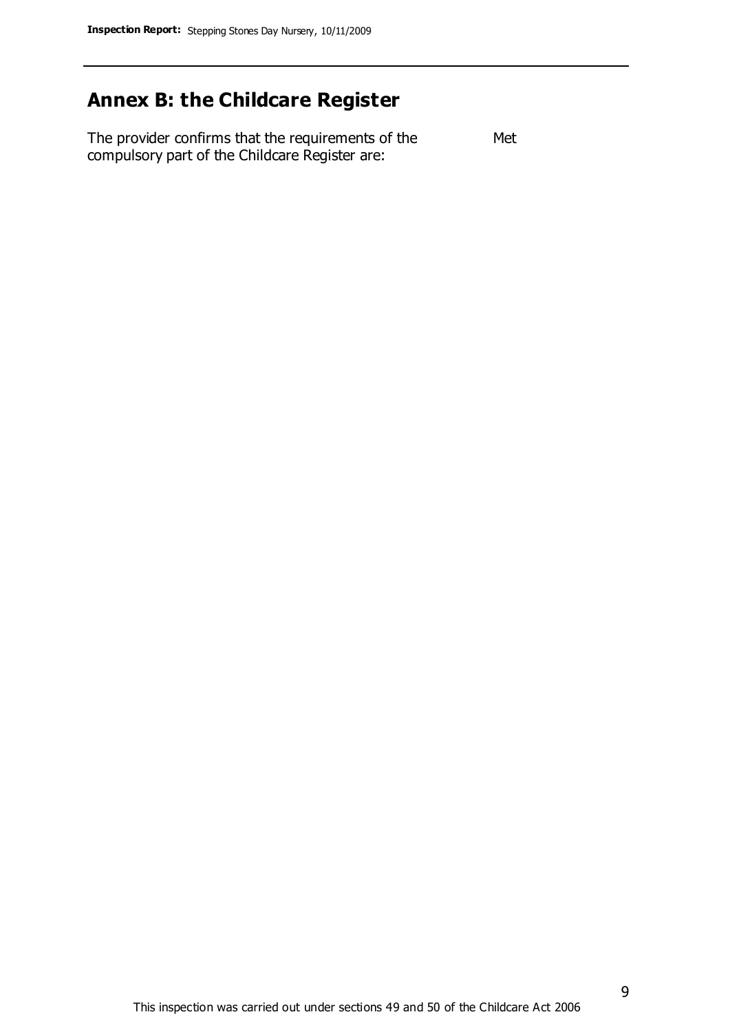## Annex B: the Childcare Register

| | |
|---|---|
| The provider confirms that the requirements of the compulsory part of the Childcare Register are: | Met |

This inspection was carried out under sections 49 and 50 of the Childcare Act 2006